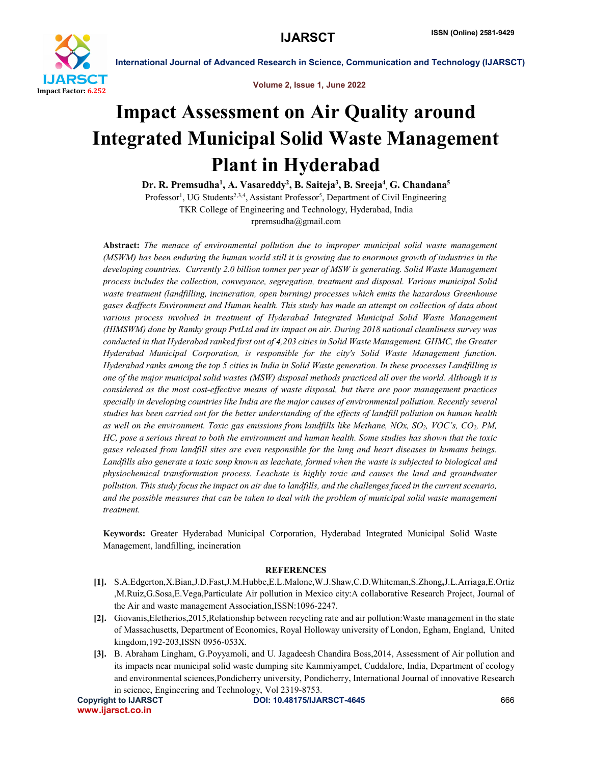# Impact Assessment on Air Quality around Integrated Municipal Solid Waste Management Plant in Hyderabad

**Dr. R. Premsudha[1], A. Vasareddy[2], B. Saiteja[3], B. Sreeja[4], G. Chandana[5]**

Professor[1], UG Students[2,3,4], Assistant Professor[5], Department of Civil Engineering
TKR College of Engineering and Technology, Hyderabad, India
rpremsudha@gmail.com

**Abstract:** *The menace of environmental pollution due to improper municipal solid waste management (MSWM) has been enduring the human world still it is growing due to enormous growth of industries in the developing countries. Currently 2.0 billion tonnes per year of MSW is generating. Solid Waste Management process includes the collection, conveyance, segregation, treatment and disposal. Various municipal Solid waste treatment (landfilling, incineration, open burning) processes which emits the hazardous Greenhouse gases &affects Environment and Human health. This study has made an attempt on collection of data about various process involved in treatment of Hyderabad Integrated Municipal Solid Waste Management (HIMSWM) done by Ramky group PvtLtd and its impact on air. During 2018 national cleanliness survey was conducted in that Hyderabad ranked first out of 4,203 cities in Solid Waste Management. GHMC, the Greater Hyderabad Municipal Corporation, is responsible for the city's Solid Waste Management function. Hyderabad ranks among the top 5 cities in India in Solid Waste generation. In these processes Landfilling is one of the major municipal solid wastes (MSW) disposal methods practiced all over the world. Although it is considered as the most cost-effective means of waste disposal, but there are poor management practices specially in developing countries like India are the major causes of environmental pollution. Recently several studies has been carried out for the better understanding of the effects of landfill pollution on human health as well on the environment. Toxic gas emissions from landfills like Methane, NOx, $SO_2$, VOC's, $CO_2$, PM, HC, pose a serious threat to both the environment and human health. Some studies has shown that the toxic gases released from landfill sites are even responsible for the lung and heart diseases in humans beings. Landfills also generate a toxic soup known as leachate, formed when the waste is subjected to biological and physiochemical transformation process. Leachate is highly toxic and causes the land and groundwater pollution. This study focus the impact on air due to landfills, and the challenges faced in the current scenario, and the possible measures that can be taken to deal with the problem of municipal solid waste management treatment.*

**Keywords:** Greater Hyderabad Municipal Corporation, Hyderabad Integrated Municipal Solid Waste Management, landfilling, incineration

## REFERENCES

[1]. S.A.Edgerton,X.Bian,J.D.Fast,J.M.Hubbe,E.L.Malone,W.J.Shaw,C.D.Whiteman,S.Zhong,J.L.Arriaga,E.Ortiz ,M.Ruiz,G.Sosa,E.Vega,Particulate Air pollution in Mexico city:A collaborative Research Project, Journal of the Air and waste management Association,ISSN:1096-2247.

[2]. Giovanis,Eletherios,2015,Relationship between recycling rate and air pollution:Waste management in the state of Massachusetts, Department of Economics, Royal Holloway university of London, Egham, England, United kingdom,192-203,ISSN 0956-053X.

[3]. B. Abraham Lingham, G.Poyyamoli, and U. Jagadeesh Chandira Boss,2014, Assessment of Air pollution and its impacts near municipal solid waste dumping site Kammiyampet, Cuddalore, India, Department of ecology and environmental sciences,Pondicherry university, Pondicherry, International Journal of innovative Research in science, Engineering and Technology, Vol 2319-8753.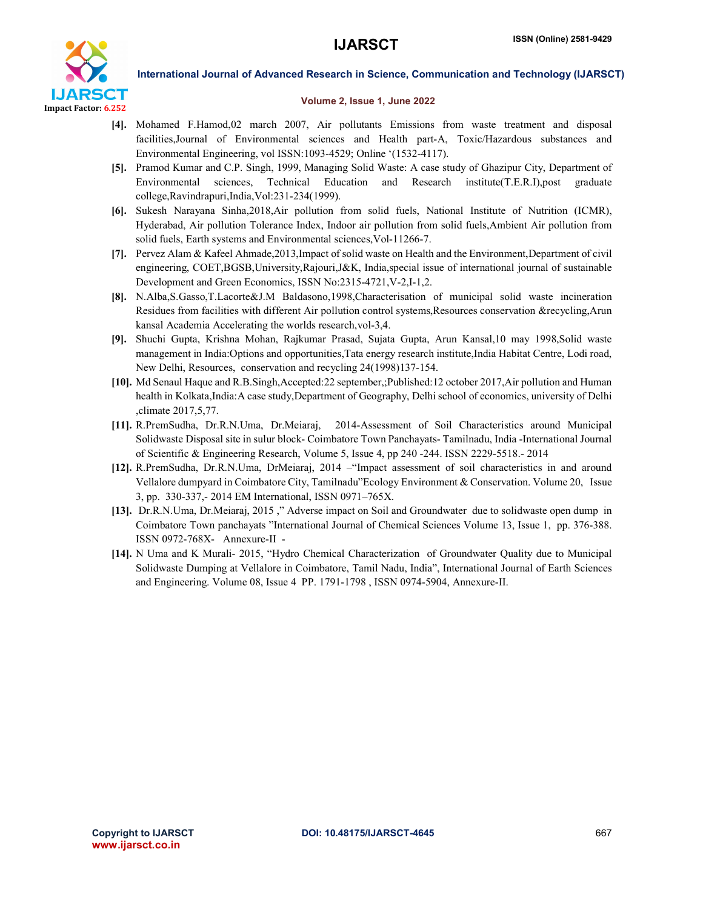[4]. Mohamed F.Hamod,02 march 2007, Air pollutants Emissions from waste treatment and disposal facilities,Journal of Environmental sciences and Health part-A, Toxic/Hazardous substances and Environmental Engineering, vol ISSN:1093-4529; Online '(1532-4117).

[5]. Pramod Kumar and C.P. Singh, 1999, Managing Solid Waste: A case study of Ghazipur City, Department of Environmental sciences, Technical Education and Research institute(T.E.R.I),post graduate college,Ravindrapuri,India,Vol:231-234(1999).

[6]. Sukesh Narayana Sinha,2018,Air pollution from solid fuels, National Institute of Nutrition (ICMR), Hyderabad, Air pollution Tolerance Index, Indoor air pollution from solid fuels,Ambient Air pollution from solid fuels, Earth systems and Environmental sciences,Vol-11266-7.

[7]. Pervez Alam & Kafeel Ahmade,2013,Impact of solid waste on Health and the Environment,Department of civil engineering, COET,BGSB,University,Rajouri,J&K, India,special issue of international journal of sustainable Development and Green Economics, ISSN No:2315-4721,V-2,I-1,2.

[8]. N.Alba,S.Gasso,T.Lacorte&J.M Baldasono,1998,Characterisation of municipal solid waste incineration Residues from facilities with different Air pollution control systems,Resources conservation &recycling,Arun kansal Academia Accelerating the worlds research,vol-3,4.

[9]. Shuchi Gupta, Krishna Mohan, Rajkumar Prasad, Sujata Gupta, Arun Kansal,10 may 1998,Solid waste management in India:Options and opportunities,Tata energy research institute,India Habitat Centre, Lodi road, New Delhi, Resources, conservation and recycling 24(1998)137-154.

[10]. Md Senaul Haque and R.B.Singh,Accepted:22 september,;Published:12 october 2017,Air pollution and Human health in Kolkata,India:A case study,Department of Geography, Delhi school of economics, university of Delhi ,climate 2017,5,77.

[11]. R.PremSudha, Dr.R.N.Uma, Dr.Meiaraj, 2014-Assessment of Soil Characteristics around Municipal Solidwaste Disposal site in sulur block- Coimbatore Town Panchayats- Tamilnadu, India -International Journal of Scientific & Engineering Research, Volume 5, Issue 4, pp 240 -244. ISSN 2229-5518.- 2014

[12]. R.PremSudha, Dr.R.N.Uma, DrMeiaraj, 2014 –"Impact assessment of soil characteristics in and around Vellalore dumpyard in Coimbatore City, Tamilnadu"Ecology Environment & Conservation. Volume 20, Issue 3, pp. 330-337,- 2014 EM International, ISSN 0971–765X.

[13]. Dr.R.N.Uma, Dr.Meiaraj, 2015 ," Adverse impact on Soil and Groundwater due to solidwaste open dump in Coimbatore Town panchayats "International Journal of Chemical Sciences Volume 13, Issue 1, pp. 376-388. ISSN 0972-768X- Annexure-II -

[14]. N Uma and K Murali- 2015, "Hydro Chemical Characterization of Groundwater Quality due to Municipal Solidwaste Dumping at Vellalore in Coimbatore, Tamil Nadu, India", International Journal of Earth Sciences and Engineering. Volume 08, Issue 4 PP. 1791-1798 , ISSN 0974-5904, Annexure-II.